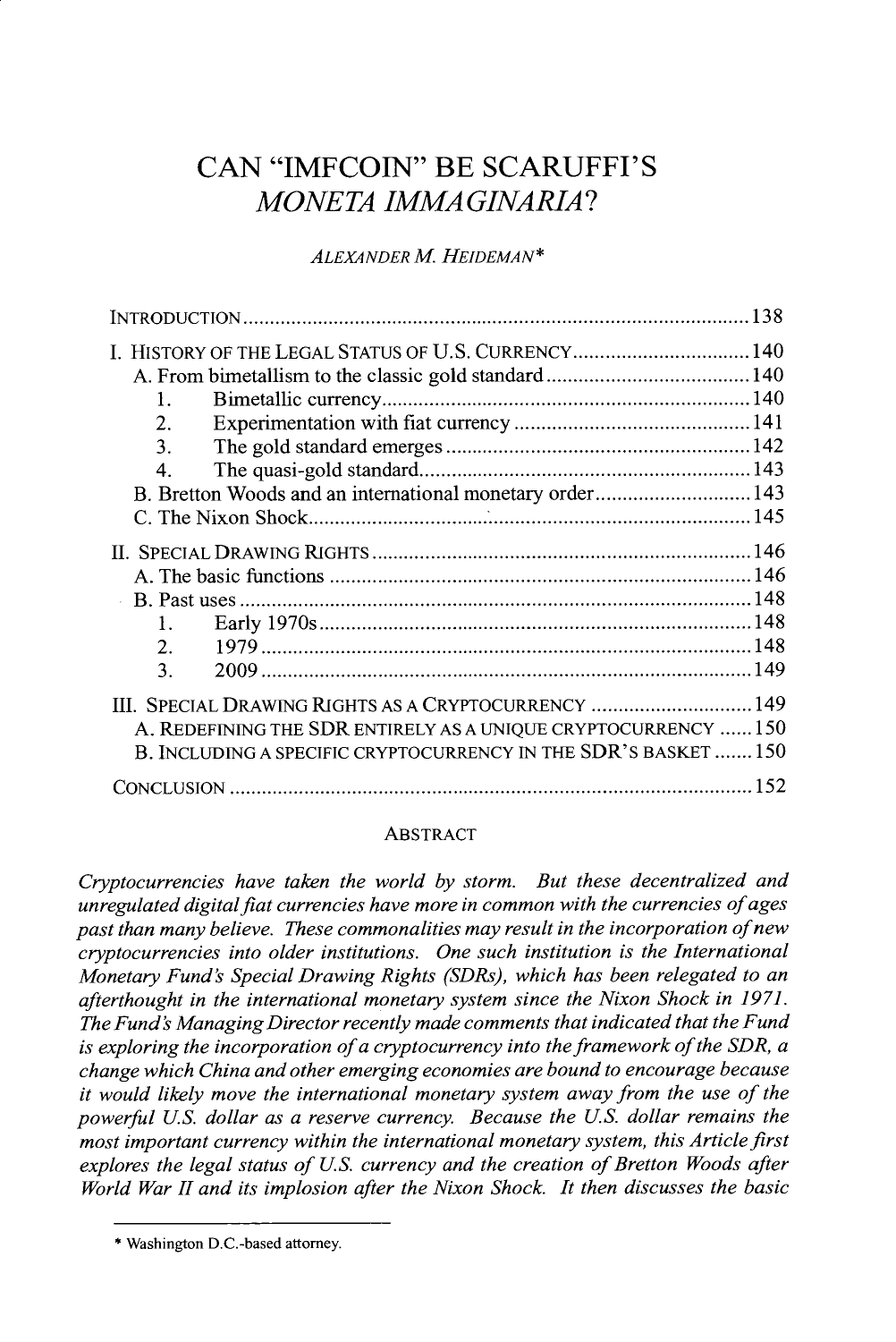# CAN "IMFCOIN" BE SCARUFFI'S *MONETA IMMAGINARIA*?

*ALEXANDER M. HEIDEMAN*[*]

INTRODUCTION ............................................................ 138

I. HISTORY OF THE LEGAL STATUS OF U.S. CURRENCY ............................ 140
- A. From bimetallism to the classic gold standard ............................ 140
  1. Bimetallic currency ............................ 140
  2. Experimentation with fiat currency ............................ 141
  3. The gold standard emerges ............................ 142
  4. The quasi-gold standard ............................ 143
- B. Bretton Woods and an international monetary order ............................ 143
- C. The Nixon Shock ............................ 145

II. SPECIAL DRAWING RIGHTS ............................ 146
- A. The basic functions ............................ 146
- B. Past uses ............................ 148
  1. Early 1970s ............................ 148
  2. 1979 ............................ 148
  3. 2009 ............................ 149

III. SPECIAL DRAWING RIGHTS AS A CRYPTOCURRENCY ............................ 149
- A. REDEFINING THE SDR ENTIRELY AS A UNIQUE CRYPTOCURRENCY ...... 150
- B. INCLUDING A SPECIFIC CRYPTOCURRENCY IN THE SDR'S BASKET ....... 150

CONCLUSION ............................ 152

## ABSTRACT

*Cryptocurrencies have taken the world by storm. But these decentralized and unregulated digital fiat currencies have more in common with the currencies of ages past than many believe. These commonalities may result in the incorporation of new cryptocurrencies into older institutions. One such institution is the International Monetary Fund's Special Drawing Rights (SDRs), which has been relegated to an afterthought in the international monetary system since the Nixon Shock in 1971. The Fund's Managing Director recently made comments that indicated that the Fund is exploring the incorporation of a cryptocurrency into the framework of the SDR, a change which China and other emerging economies are bound to encourage because it would likely move the international monetary system away from the use of the powerful U.S. dollar as a reserve currency. Because the U.S. dollar remains the most important currency within the international monetary system, this Article first explores the legal status of U.S. currency and the creation of Bretton Woods after World War II and its implosion after the Nixon Shock. It then discusses the basic*

---

[*] Washington D.C.-based attorney.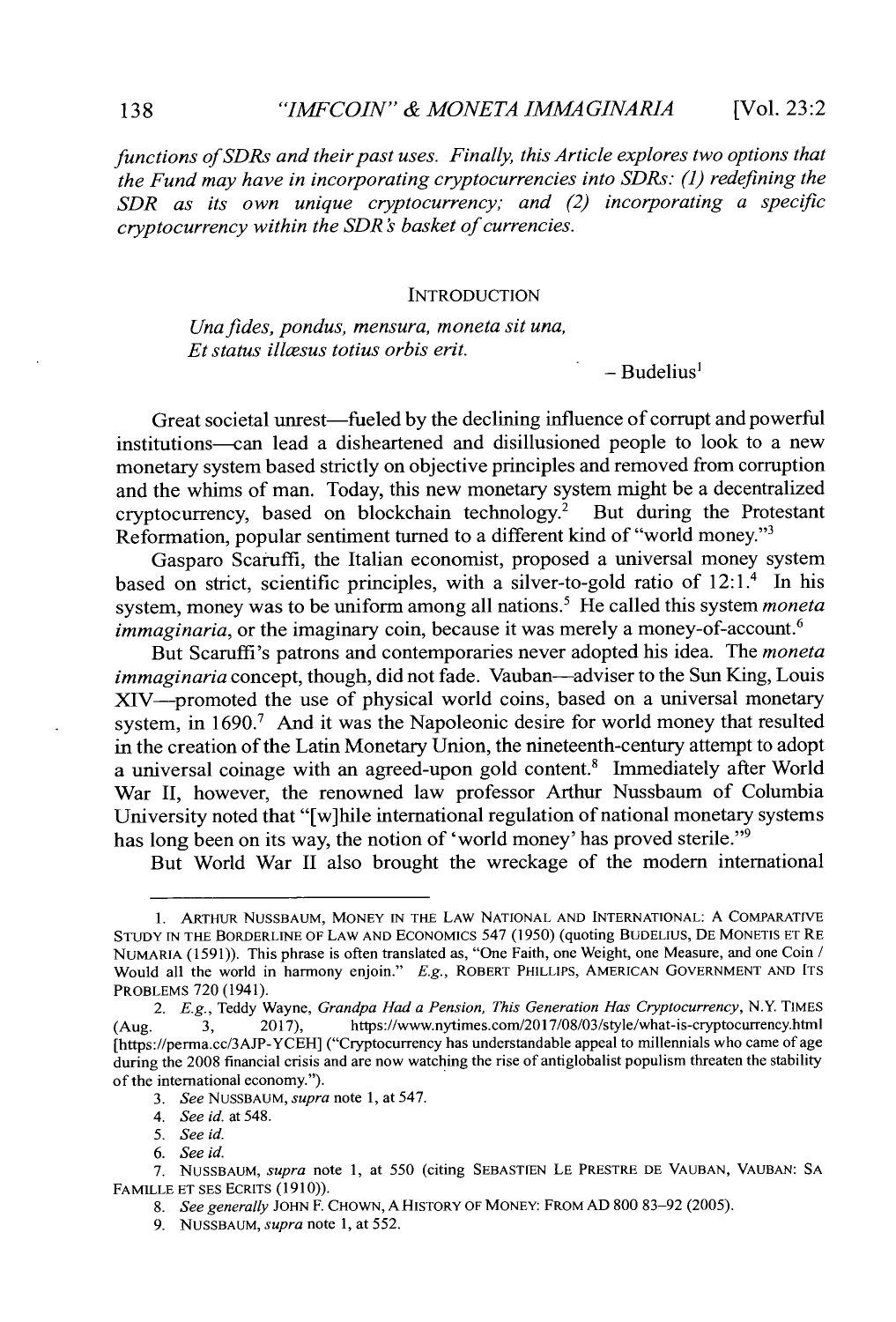*functions of SDRs and their past uses. Finally, this Article explores two options that the Fund may have in incorporating cryptocurrencies into SDRs: (1) redefining the SDR as its own unique cryptocurrency; and (2) incorporating a specific cryptocurrency within the SDR's basket of currencies.*

## INTRODUCTION

> *Una fides, pondus, mensura, moneta sit una,*
> *Et status illæsus totius orbis erit.*
>
> – Budelius[1]

Great societal unrest—fueled by the declining influence of corrupt and powerful institutions—can lead a disheartened and disillusioned people to look to a new monetary system based strictly on objective principles and removed from corruption and the whims of man. Today, this new monetary system might be a decentralized cryptocurrency, based on blockchain technology.[2] But during the Protestant Reformation, popular sentiment turned to a different kind of "world money."[3]

Gasparo Scaruffi, the Italian economist, proposed a universal money system based on strict, scientific principles, with a silver-to-gold ratio of 12:1.[4] In his system, money was to be uniform among all nations.[5] He called this system *moneta immaginaria*, or the imaginary coin, because it was merely a money-of-account.[6]

But Scaruffi's patrons and contemporaries never adopted his idea. The *moneta immaginaria* concept, though, did not fade. Vauban—adviser to the Sun King, Louis XIV—promoted the use of physical world coins, based on a universal monetary system, in 1690.[7] And it was the Napoleonic desire for world money that resulted in the creation of the Latin Monetary Union, the nineteenth-century attempt to adopt a universal coinage with an agreed-upon gold content.[8] Immediately after World War II, however, the renowned law professor Arthur Nussbaum of Columbia University noted that "[w]hile international regulation of national monetary systems has long been on its way, the notion of 'world money' has proved sterile."[9]

But World War II also brought the wreckage of the modern international

---

1. ARTHUR NUSSBAUM, MONEY IN THE LAW NATIONAL AND INTERNATIONAL: A COMPARATIVE STUDY IN THE BORDERLINE OF LAW AND ECONOMICS 547 (1950) (quoting BUDELIUS, DE MONETIS ET RE NUMARIA (1591)). This phrase is often translated as, "One Faith, one Weight, one Measure, and one Coin / Would all the world in harmony enjoin." *E.g.*, ROBERT PHILLIPS, AMERICAN GOVERNMENT AND ITS PROBLEMS 720 (1941).
2. *E.g.*, Teddy Wayne, *Grandpa Had a Pension, This Generation Has Cryptocurrency*, N.Y. TIMES (Aug. 3, 2017), https://www.nytimes.com/2017/08/03/style/what-is-cryptocurrency.html [https://perma.cc/3AJP-YCEH] ("Cryptocurrency has understandable appeal to millennials who came of age during the 2008 financial crisis and are now watching the rise of antiglobalist populism threaten the stability of the international economy.").
3. *See* NUSSBAUM, *supra* note 1, at 547.
4. *See id.* at 548.
5. *See id.*
6. *See id.*
7. NUSSBAUM, *supra* note 1, at 550 (citing SEBASTIEN LE PRESTRE DE VAUBAN, VAUBAN: SA FAMILLE ET SES ECRITS (1910)).
8. *See generally* JOHN F. CHOWN, A HISTORY OF MONEY: FROM AD 800 83–92 (2005).
9. NUSSBAUM, *supra* note 1, at 552.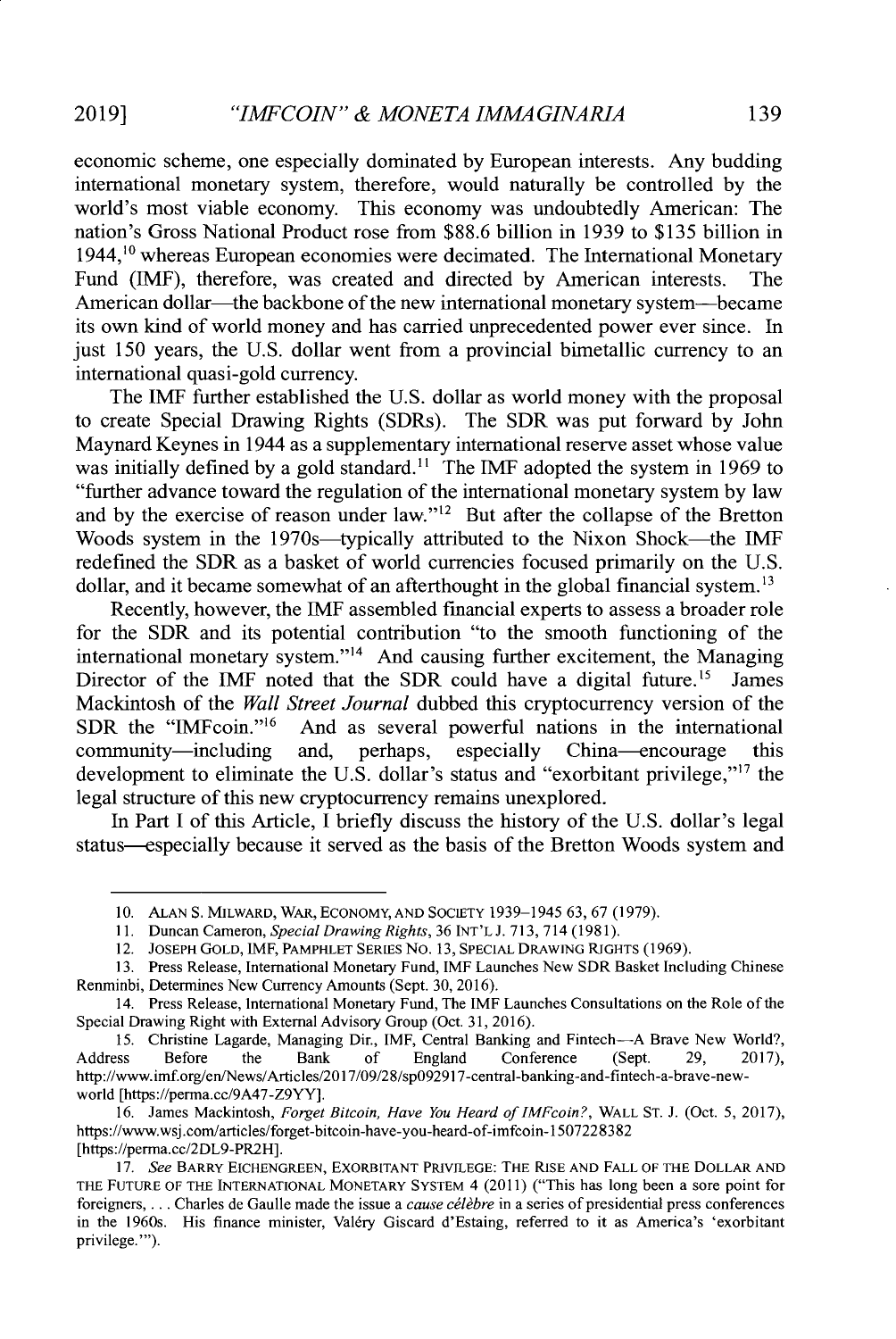economic scheme, one especially dominated by European interests. Any budding international monetary system, therefore, would naturally be controlled by the world's most viable economy. This economy was undoubtedly American: The nation's Gross National Product rose from $88.6 billion in 1939 to $135 billion in 1944,[10] whereas European economies were decimated. The International Monetary Fund (IMF), therefore, was created and directed by American interests. The American dollar—the backbone of the new international monetary system—became its own kind of world money and has carried unprecedented power ever since. In just 150 years, the U.S. dollar went from a provincial bimetallic currency to an international quasi-gold currency.

The IMF further established the U.S. dollar as world money with the proposal to create Special Drawing Rights (SDRs). The SDR was put forward by John Maynard Keynes in 1944 as a supplementary international reserve asset whose value was initially defined by a gold standard.[11] The IMF adopted the system in 1969 to "further advance toward the regulation of the international monetary system by law and by the exercise of reason under law."[12] But after the collapse of the Bretton Woods system in the 1970s—typically attributed to the Nixon Shock—the IMF redefined the SDR as a basket of world currencies focused primarily on the U.S. dollar, and it became somewhat of an afterthought in the global financial system.[13]

Recently, however, the IMF assembled financial experts to assess a broader role for the SDR and its potential contribution "to the smooth functioning of the international monetary system."[14] And causing further excitement, the Managing Director of the IMF noted that the SDR could have a digital future.[15] James Mackintosh of the *Wall Street Journal* dubbed this cryptocurrency version of the SDR the "IMFcoin."[16] And as several powerful nations in the international community—including and, perhaps, especially China—encourage this development to eliminate the U.S. dollar's status and "exorbitant privilege,"[17] the legal structure of this new cryptocurrency remains unexplored.

In Part I of this Article, I briefly discuss the history of the U.S. dollar's legal status—especially because it served as the basis of the Bretton Woods system and

---

10. ALAN S. MILWARD, WAR, ECONOMY, AND SOCIETY 1939–1945 63, 67 (1979).

11. Duncan Cameron, *Special Drawing Rights*, 36 INT'L J. 713, 714 (1981).

12. JOSEPH GOLD, IMF, PAMPHLET SERIES NO. 13, SPECIAL DRAWING RIGHTS (1969).

13. Press Release, International Monetary Fund, IMF Launches New SDR Basket Including Chinese Renminbi, Determines New Currency Amounts (Sept. 30, 2016).

14. Press Release, International Monetary Fund, The IMF Launches Consultations on the Role of the Special Drawing Right with External Advisory Group (Oct. 31, 2016).

15. Christine Lagarde, Managing Dir., IMF, Central Banking and Fintech—A Brave New World?, Address Before the Bank of England Conference (Sept. 29, 2017), http://www.imf.org/en/News/Articles/2017/09/28/sp092917-central-banking-and-fintech-a-brave-new-world [https://perma.cc/9A47-Z9YY].

16. James Mackintosh, *Forget Bitcoin, Have You Heard of IMFcoin?*, WALL ST. J. (Oct. 5, 2017), https://www.wsj.com/articles/forget-bitcoin-have-you-heard-of-imfcoin-1507228382 [https://perma.cc/2DL9-PR2H].

17. *See* BARRY EICHENGREEN, EXORBITANT PRIVILEGE: THE RISE AND FALL OF THE DOLLAR AND THE FUTURE OF THE INTERNATIONAL MONETARY SYSTEM 4 (2011) ("This has long been a sore point for foreigners, . . . Charles de Gaulle made the issue a *cause célèbre* in a series of presidential press conferences in the 1960s. His finance minister, Valéry Giscard d'Estaing, referred to it as America's 'exorbitant privilege.'").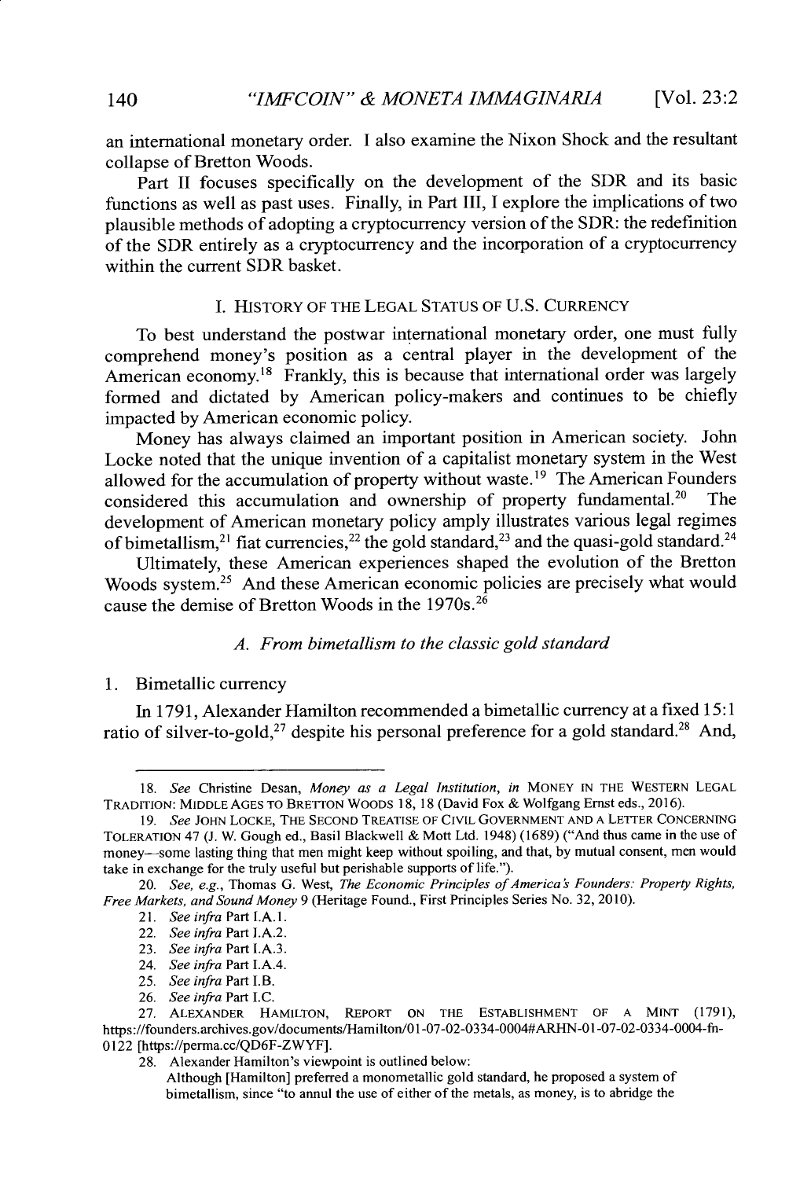an international monetary order. I also examine the Nixon Shock and the resultant collapse of Bretton Woods.

Part II focuses specifically on the development of the SDR and its basic functions as well as past uses. Finally, in Part III, I explore the implications of two plausible methods of adopting a cryptocurrency version of the SDR: the redefinition of the SDR entirely as a cryptocurrency and the incorporation of a cryptocurrency within the current SDR basket.

## I. HISTORY OF THE LEGAL STATUS OF U.S. CURRENCY

To best understand the postwar international monetary order, one must fully comprehend money's position as a central player in the development of the American economy.[18] Frankly, this is because that international order was largely formed and dictated by American policy-makers and continues to be chiefly impacted by American economic policy.

Money has always claimed an important position in American society. John Locke noted that the unique invention of a capitalist monetary system in the West allowed for the accumulation of property without waste.[19] The American Founders considered this accumulation and ownership of property fundamental.[20] The development of American monetary policy amply illustrates various legal regimes of bimetallism,[21] fiat currencies,[22] the gold standard,[23] and the quasi-gold standard.[24]

Ultimately, these American experiences shaped the evolution of the Bretton Woods system.[25] And these American economic policies are precisely what would cause the demise of Bretton Woods in the 1970s.[26]

### A. *From bimetallism to the classic gold standard*

#### 1. Bimetallic currency

In 1791, Alexander Hamilton recommended a bimetallic currency at a fixed 15:1 ratio of silver-to-gold,[27] despite his personal preference for a gold standard.[28] And,

---

18. *See* Christine Desan, *Money as a Legal Institution*, *in* MONEY IN THE WESTERN LEGAL TRADITION: MIDDLE AGES TO BRETTON WOODS 18, 18 (David Fox & Wolfgang Ernst eds., 2016).

19. *See* JOHN LOCKE, THE SECOND TREATISE OF CIVIL GOVERNMENT AND A LETTER CONCERNING TOLERATION 47 (J. W. Gough ed., Basil Blackwell & Mott Ltd. 1948) (1689) ("And thus came in the use of money—some lasting thing that men might keep without spoiling, and that, by mutual consent, men would take in exchange for the truly useful but perishable supports of life.").

20. *See, e.g.*, Thomas G. West, *The Economic Principles of America's Founders: Property Rights, Free Markets, and Sound Money* 9 (Heritage Found., First Principles Series No. 32, 2010).

21. *See infra* Part I.A.1.

22. *See infra* Part I.A.2.

23. *See infra* Part I.A.3.

24. *See infra* Part I.A.4.

25. *See infra* Part I.B.

26. *See infra* Part I.C.

27. ALEXANDER HAMILTON, REPORT ON THE ESTABLISHMENT OF A MINT (1791), https://founders.archives.gov/documents/Hamilton/01-07-02-0334-0004#ARHN-01-07-02-0334-0004-fn-0122 [https://perma.cc/QD6F-ZWYF].

28. Alexander Hamilton's viewpoint is outlined below:

> Although [Hamilton] preferred a monometallic gold standard, he proposed a system of bimetallism, since "to annul the use of either of the metals, as money, is to abridge the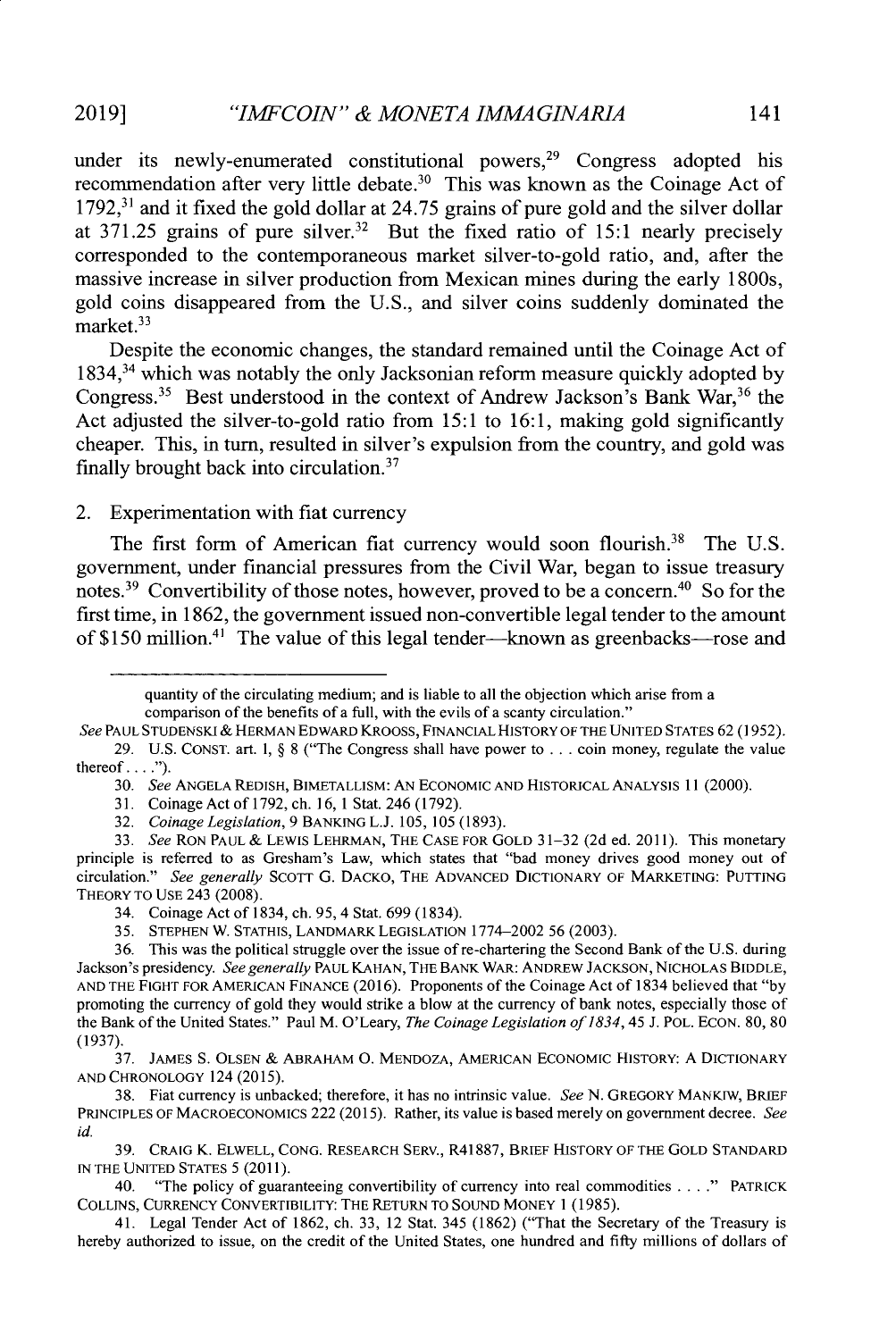under its newly-enumerated constitutional powers,[29] Congress adopted his recommendation after very little debate.[30] This was known as the Coinage Act of 1792,[31] and it fixed the gold dollar at 24.75 grains of pure gold and the silver dollar at 371.25 grains of pure silver.[32] But the fixed ratio of 15:1 nearly precisely corresponded to the contemporaneous market silver-to-gold ratio, and, after the massive increase in silver production from Mexican mines during the early 1800s, gold coins disappeared from the U.S., and silver coins suddenly dominated the market.[33]

Despite the economic changes, the standard remained until the Coinage Act of 1834,[34] which was notably the only Jacksonian reform measure quickly adopted by Congress.[35] Best understood in the context of Andrew Jackson's Bank War,[36] the Act adjusted the silver-to-gold ratio from 15:1 to 16:1, making gold significantly cheaper. This, in turn, resulted in silver's expulsion from the country, and gold was finally brought back into circulation.[37]

### 2. Experimentation with fiat currency

The first form of American fiat currency would soon flourish.[38] The U.S. government, under financial pressures from the Civil War, began to issue treasury notes.[39] Convertibility of those notes, however, proved to be a concern.[40] So for the first time, in 1862, the government issued non-convertible legal tender to the amount of $150 million.[41] The value of this legal tender—known as greenbacks—rose and

---

quantity of the circulating medium; and is liable to all the objection which arise from a comparison of the benefits of a full, with the evils of a scanty circulation."

*See* PAUL STUDENSKI & HERMAN EDWARD KROOSS, FINANCIAL HISTORY OF THE UNITED STATES 62 (1952).

29. U.S. CONST. art. I, § 8 ("The Congress shall have power to . . . coin money, regulate the value thereof . . . .").

30. *See* ANGELA REDISH, BIMETALLISM: AN ECONOMIC AND HISTORICAL ANALYSIS 11 (2000).

31. Coinage Act of 1792, ch. 16, 1 Stat. 246 (1792).

32. *Coinage Legislation*, 9 BANKING L.J. 105, 105 (1893).

33. *See* RON PAUL & LEWIS LEHRMAN, THE CASE FOR GOLD 31–32 (2d ed. 2011). This monetary principle is referred to as Gresham's Law, which states that "bad money drives good money out of circulation." *See generally* SCOTT G. DACKO, THE ADVANCED DICTIONARY OF MARKETING: PUTTING THEORY TO USE 243 (2008).

34. Coinage Act of 1834, ch. 95, 4 Stat. 699 (1834).

35. STEPHEN W. STATHIS, LANDMARK LEGISLATION 1774–2002 56 (2003).

36. This was the political struggle over the issue of re-chartering the Second Bank of the U.S. during Jackson's presidency. *See generally* PAUL KAHAN, THE BANK WAR: ANDREW JACKSON, NICHOLAS BIDDLE, AND THE FIGHT FOR AMERICAN FINANCE (2016). Proponents of the Coinage Act of 1834 believed that "by promoting the currency of gold they would strike a blow at the currency of bank notes, especially those of the Bank of the United States." Paul M. O'Leary, *The Coinage Legislation of 1834*, 45 J. POL. ECON. 80, 80 (1937).

37. JAMES S. OLSEN & ABRAHAM O. MENDOZA, AMERICAN ECONOMIC HISTORY: A DICTIONARY AND CHRONOLOGY 124 (2015).

38. Fiat currency is unbacked; therefore, it has no intrinsic value. *See* N. GREGORY MANKIW, BRIEF PRINCIPLES OF MACROECONOMICS 222 (2015). Rather, its value is based merely on government decree. *See id.*

39. CRAIG K. ELWELL, CONG. RESEARCH SERV., R41887, BRIEF HISTORY OF THE GOLD STANDARD IN THE UNITED STATES 5 (2011).

40. "The policy of guaranteeing convertibility of currency into real commodities . . . ." PATRICK COLLINS, CURRENCY CONVERTIBILITY: THE RETURN TO SOUND MONEY 1 (1985).

41. Legal Tender Act of 1862, ch. 33, 12 Stat. 345 (1862) ("That the Secretary of the Treasury is hereby authorized to issue, on the credit of the United States, one hundred and fifty millions of dollars of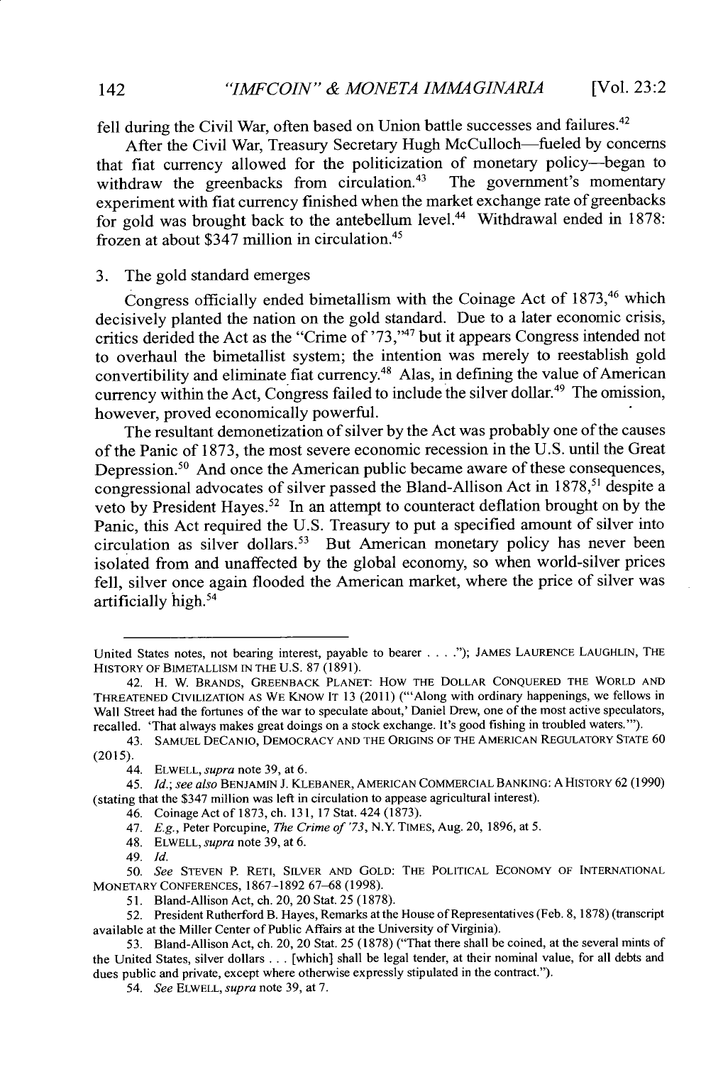fell during the Civil War, often based on Union battle successes and failures.[42]

After the Civil War, Treasury Secretary Hugh McCulloch—fueled by concerns that fiat currency allowed for the politicization of monetary policy—began to withdraw the greenbacks from circulation.[43] The government's momentary experiment with fiat currency finished when the market exchange rate of greenbacks for gold was brought back to the antebellum level.[44] Withdrawal ended in 1878: frozen at about $347 million in circulation.[45]

### 3. The gold standard emerges

Congress officially ended bimetallism with the Coinage Act of 1873,[46] which decisively planted the nation on the gold standard. Due to a later economic crisis, critics derided the Act as the "Crime of '73,"[47] but it appears Congress intended not to overhaul the bimetallist system; the intention was merely to reestablish gold convertibility and eliminate fiat currency.[48] Alas, in defining the value of American currency within the Act, Congress failed to include the silver dollar.[49] The omission, however, proved economically powerful.

The resultant demonetization of silver by the Act was probably one of the causes of the Panic of 1873, the most severe economic recession in the U.S. until the Great Depression.[50] And once the American public became aware of these consequences, congressional advocates of silver passed the Bland-Allison Act in 1878,[51] despite a veto by President Hayes.[52] In an attempt to counteract deflation brought on by the Panic, this Act required the U.S. Treasury to put a specified amount of silver into circulation as silver dollars.[53] But American monetary policy has never been isolated from and unaffected by the global economy, so when world-silver prices fell, silver once again flooded the American market, where the price of silver was artificially high.[54]

---

United States notes, not bearing interest, payable to bearer . . . ."); JAMES LAURENCE LAUGHLIN, THE HISTORY OF BIMETALLISM IN THE U.S. 87 (1891).

42. H. W. BRANDS, GREENBACK PLANET: HOW THE DOLLAR CONQUERED THE WORLD AND THREATENED CIVILIZATION AS WE KNOW IT 13 (2011) ("'Along with ordinary happenings, we fellows in Wall Street had the fortunes of the war to speculate about,' Daniel Drew, one of the most active speculators, recalled. 'That always makes great doings on a stock exchange. It's good fishing in troubled waters.'").

43. SAMUEL DECANIO, DEMOCRACY AND THE ORIGINS OF THE AMERICAN REGULATORY STATE 60 (2015).

44. ELWELL, *supra* note 39, at 6.

45. *Id.*; *see also* BENJAMIN J. KLEBANER, AMERICAN COMMERCIAL BANKING: A HISTORY 62 (1990) (stating that the $347 million was left in circulation to appease agricultural interest).

46. Coinage Act of 1873, ch. 131, 17 Stat. 424 (1873).

47. *E.g.*, Peter Porcupine, *The Crime of '73*, N.Y. TIMES, Aug. 20, 1896, at 5.

48. ELWELL, *supra* note 39, at 6.

49. *Id.*

50. *See* STEVEN P. RETI, SILVER AND GOLD: THE POLITICAL ECONOMY OF INTERNATIONAL MONETARY CONFERENCES, 1867–1892 67–68 (1998).

51. Bland-Allison Act, ch. 20, 20 Stat. 25 (1878).

52. President Rutherford B. Hayes, Remarks at the House of Representatives (Feb. 8, 1878) (transcript available at the Miller Center of Public Affairs at the University of Virginia).

53. Bland-Allison Act, ch. 20, 20 Stat. 25 (1878) ("That there shall be coined, at the several mints of the United States, silver dollars . . . [which] shall be legal tender, at their nominal value, for all debts and dues public and private, except where otherwise expressly stipulated in the contract.").

54. *See* ELWELL, *supra* note 39, at 7.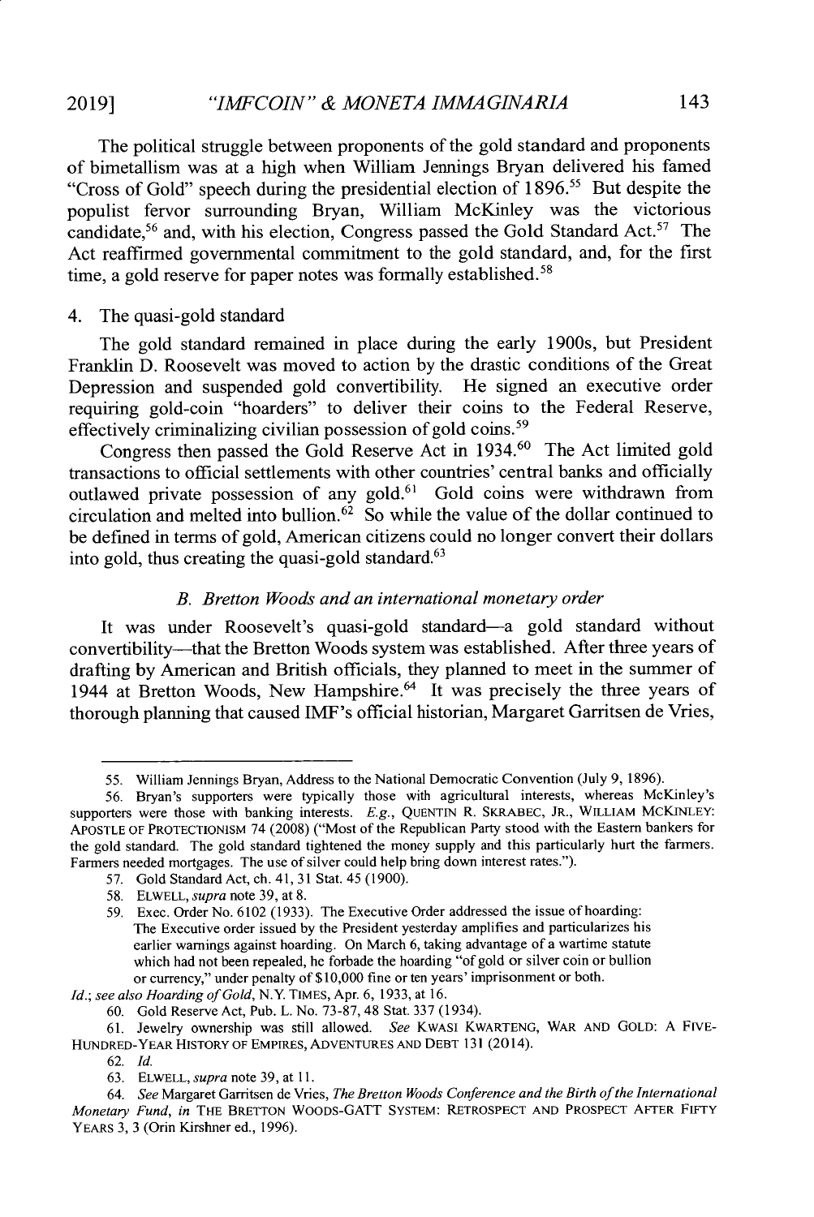The political struggle between proponents of the gold standard and proponents of bimetallism was at a high when William Jennings Bryan delivered his famed "Cross of Gold" speech during the presidential election of 1896.[55] But despite the populist fervor surrounding Bryan, William McKinley was the victorious candidate,[56] and, with his election, Congress passed the Gold Standard Act.[57] The Act reaffirmed governmental commitment to the gold standard, and, for the first time, a gold reserve for paper notes was formally established.[58]

4. The quasi-gold standard

The gold standard remained in place during the early 1900s, but President Franklin D. Roosevelt was moved to action by the drastic conditions of the Great Depression and suspended gold convertibility. He signed an executive order requiring gold-coin "hoarders" to deliver their coins to the Federal Reserve, effectively criminalizing civilian possession of gold coins.[59]

Congress then passed the Gold Reserve Act in 1934.[60] The Act limited gold transactions to official settlements with other countries' central banks and officially outlawed private possession of any gold.[61] Gold coins were withdrawn from circulation and melted into bullion.[62] So while the value of the dollar continued to be defined in terms of gold, American citizens could no longer convert their dollars into gold, thus creating the quasi-gold standard.[63]

### *B. Bretton Woods and an international monetary order*

It was under Roosevelt's quasi-gold standard—a gold standard without convertibility—that the Bretton Woods system was established. After three years of drafting by American and British officials, they planned to meet in the summer of 1944 at Bretton Woods, New Hampshire.[64] It was precisely the three years of thorough planning that caused IMF's official historian, Margaret Garritsen de Vries,

---

55. William Jennings Bryan, Address to the National Democratic Convention (July 9, 1896).

56. Bryan's supporters were typically those with agricultural interests, whereas McKinley's supporters were those with banking interests. *E.g.*, QUENTIN R. SKRABEC, JR., WILLIAM MCKINLEY: APOSTLE OF PROTECTIONISM 74 (2008) ("Most of the Republican Party stood with the Eastern bankers for the gold standard. The gold standard tightened the money supply and this particularly hurt the farmers. Farmers needed mortgages. The use of silver could help bring down interest rates.").

57. Gold Standard Act, ch. 41, 31 Stat. 45 (1900).

58. ELWELL, *supra* note 39, at 8.

59. Exec. Order No. 6102 (1933). The Executive Order addressed the issue of hoarding:

> The Executive order issued by the President yesterday amplifies and particularizes his earlier warnings against hoarding. On March 6, taking advantage of a wartime statute which had not been repealed, he forbade the hoarding "of gold or silver coin or bullion or currency," under penalty of $10,000 fine or ten years' imprisonment or both.

*Id.*; *see also Hoarding of Gold*, N.Y. TIMES, Apr. 6, 1933, at 16.

60. Gold Reserve Act, Pub. L. No. 73-87, 48 Stat. 337 (1934).

61. Jewelry ownership was still allowed. *See* KWASI KWARTENG, WAR AND GOLD: A FIVE-HUNDRED-YEAR HISTORY OF EMPIRES, ADVENTURES AND DEBT 131 (2014).

62. *Id.*

63. ELWELL, *supra* note 39, at 11.

64. *See* Margaret Garritsen de Vries, *The Bretton Woods Conference and the Birth of the International Monetary Fund*, *in* THE BRETTON WOODS-GATT SYSTEM: RETROSPECT AND PROSPECT AFTER FIFTY YEARS 3, 3 (Orin Kirshner ed., 1996).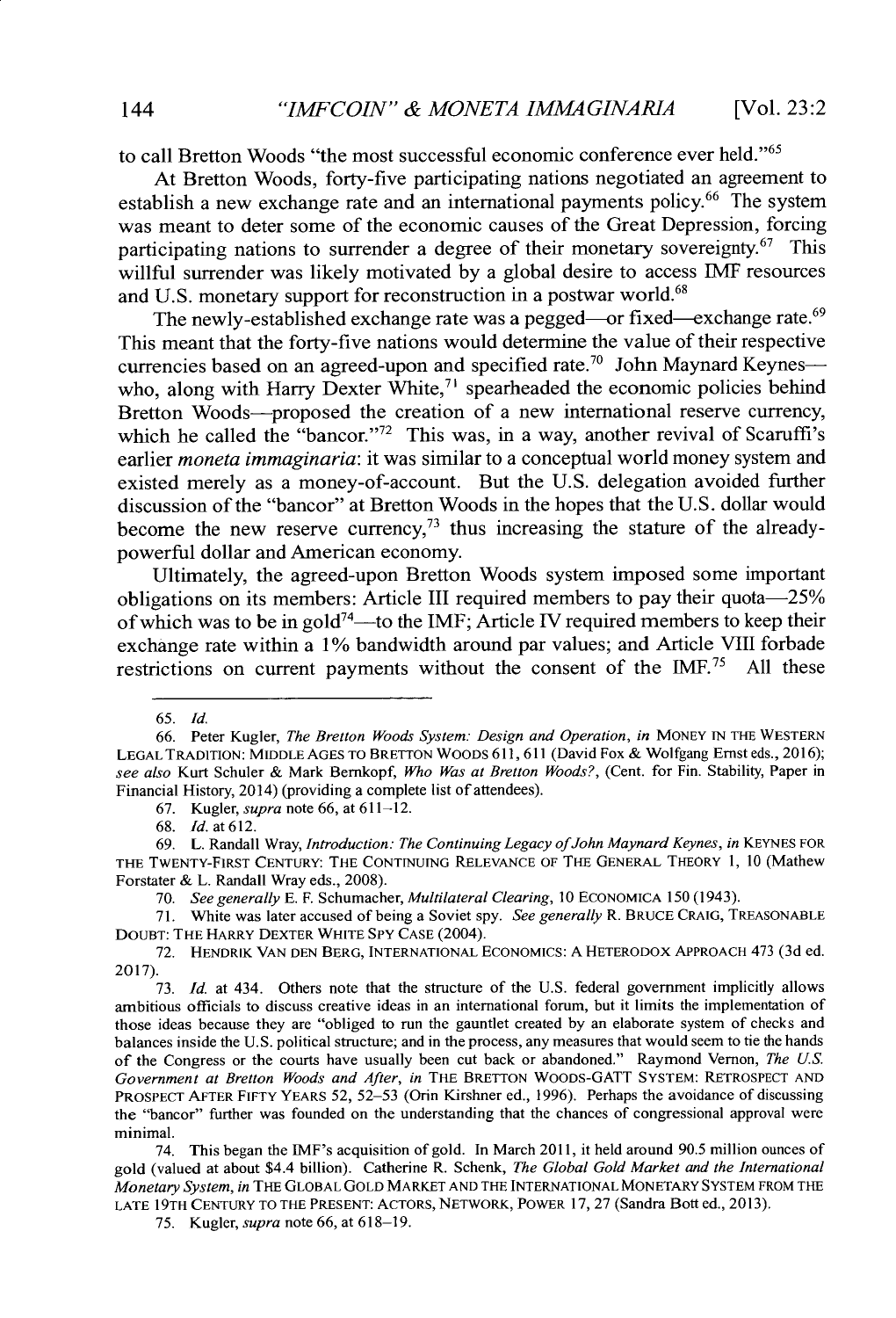to call Bretton Woods "the most successful economic conference ever held."[65]

At Bretton Woods, forty-five participating nations negotiated an agreement to establish a new exchange rate and an international payments policy.[66] The system was meant to deter some of the economic causes of the Great Depression, forcing participating nations to surrender a degree of their monetary sovereignty.[67] This willful surrender was likely motivated by a global desire to access IMF resources and U.S. monetary support for reconstruction in a postwar world.[68]

The newly-established exchange rate was a pegged—or fixed—exchange rate.[69] This meant that the forty-five nations would determine the value of their respective currencies based on an agreed-upon and specified rate.[70] John Maynard Keynes—who, along with Harry Dexter White,[71] spearheaded the economic policies behind Bretton Woods—proposed the creation of a new international reserve currency, which he called the "bancor."[72] This was, in a way, another revival of Scaruffi's earlier *moneta immaginaria*: it was similar to a conceptual world money system and existed merely as a money-of-account. But the U.S. delegation avoided further discussion of the "bancor" at Bretton Woods in the hopes that the U.S. dollar would become the new reserve currency,[73] thus increasing the stature of the already-powerful dollar and American economy.

Ultimately, the agreed-upon Bretton Woods system imposed some important obligations on its members: Article III required members to pay their quota—25% of which was to be in gold[74]—to the IMF; Article IV required members to keep their exchange rate within a 1% bandwidth around par values; and Article VIII forbade restrictions on current payments without the consent of the IMF.[75] All these

---

65. *Id.*

66. Peter Kugler, *The Bretton Woods System: Design and Operation*, *in* MONEY IN THE WESTERN LEGAL TRADITION: MIDDLE AGES TO BRETTON WOODS 611, 611 (David Fox & Wolfgang Ernst eds., 2016); *see also* Kurt Schuler & Mark Bernkopf, *Who Was at Bretton Woods?*, (Cent. for Fin. Stability, Paper in Financial History, 2014) (providing a complete list of attendees).

67. Kugler, *supra* note 66, at 611–12.

68. *Id.* at 612.

69. L. Randall Wray, *Introduction: The Continuing Legacy of John Maynard Keynes*, *in* KEYNES FOR THE TWENTY-FIRST CENTURY: THE CONTINUING RELEVANCE OF THE GENERAL THEORY 1, 10 (Mathew Forstater & L. Randall Wray eds., 2008).

70. *See generally* E. F. Schumacher, *Multilateral Clearing*, 10 ECONOMICA 150 (1943).

71. White was later accused of being a Soviet spy. *See generally* R. BRUCE CRAIG, TREASONABLE DOUBT: THE HARRY DEXTER WHITE SPY CASE (2004).

72. HENDRIK VAN DEN BERG, INTERNATIONAL ECONOMICS: A HETERODOX APPROACH 473 (3d ed. 2017).

73. *Id.* at 434. Others note that the structure of the U.S. federal government implicitly allows ambitious officials to discuss creative ideas in an international forum, but it limits the implementation of those ideas because they are "obliged to run the gauntlet created by an elaborate system of checks and balances inside the U.S. political structure; and in the process, any measures that would seem to tie the hands of the Congress or the courts have usually been cut back or abandoned." Raymond Vernon, *The U.S. Government at Bretton Woods and After*, *in* THE BRETTON WOODS-GATT SYSTEM: RETROSPECT AND PROSPECT AFTER FIFTY YEARS 52, 52–53 (Orin Kirshner ed., 1996). Perhaps the avoidance of discussing the "bancor" further was founded on the understanding that the chances of congressional approval were minimal.

74. This began the IMF's acquisition of gold. In March 2011, it held around 90.5 million ounces of gold (valued at about $4.4 billion). Catherine R. Schenk, *The Global Gold Market and the International Monetary System*, *in* THE GLOBAL GOLD MARKET AND THE INTERNATIONAL MONETARY SYSTEM FROM THE LATE 19TH CENTURY TO THE PRESENT: ACTORS, NETWORK, POWER 17, 27 (Sandra Bott ed., 2013).

75. Kugler, *supra* note 66, at 618–19.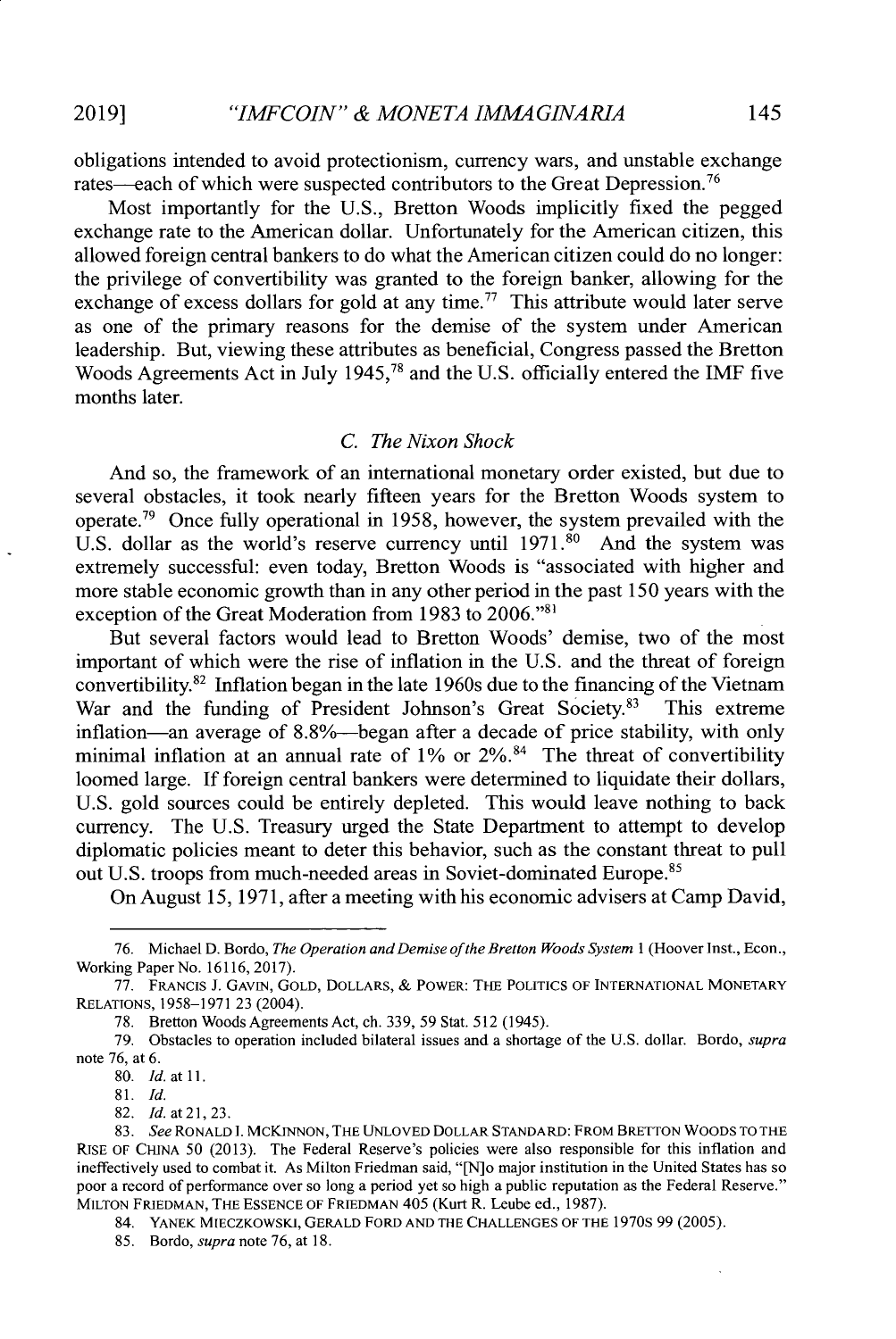obligations intended to avoid protectionism, currency wars, and unstable exchange rates—each of which were suspected contributors to the Great Depression.[76]

Most importantly for the U.S., Bretton Woods implicitly fixed the pegged exchange rate to the American dollar. Unfortunately for the American citizen, this allowed foreign central bankers to do what the American citizen could do no longer: the privilege of convertibility was granted to the foreign banker, allowing for the exchange of excess dollars for gold at any time.[77] This attribute would later serve as one of the primary reasons for the demise of the system under American leadership. But, viewing these attributes as beneficial, Congress passed the Bretton Woods Agreements Act in July 1945,[78] and the U.S. officially entered the IMF five months later.

### C. The Nixon Shock

And so, the framework of an international monetary order existed, but due to several obstacles, it took nearly fifteen years for the Bretton Woods system to operate.[79] Once fully operational in 1958, however, the system prevailed with the U.S. dollar as the world's reserve currency until 1971.[80] And the system was extremely successful: even today, Bretton Woods is "associated with higher and more stable economic growth than in any other period in the past 150 years with the exception of the Great Moderation from 1983 to 2006."[81]

But several factors would lead to Bretton Woods' demise, two of the most important of which were the rise of inflation in the U.S. and the threat of foreign convertibility.[82] Inflation began in the late 1960s due to the financing of the Vietnam War and the funding of President Johnson's Great Society.[83] This extreme inflation—an average of 8.8%—began after a decade of price stability, with only minimal inflation at an annual rate of 1% or 2%.[84] The threat of convertibility loomed large. If foreign central bankers were determined to liquidate their dollars, U.S. gold sources could be entirely depleted. This would leave nothing to back currency. The U.S. Treasury urged the State Department to attempt to develop diplomatic policies meant to deter this behavior, such as the constant threat to pull out U.S. troops from much-needed areas in Soviet-dominated Europe.[85]

On August 15, 1971, after a meeting with his economic advisers at Camp David,

---

76. Michael D. Bordo, *The Operation and Demise of the Bretton Woods System* 1 (Hoover Inst., Econ., Working Paper No. 16116, 2017).

77. FRANCIS J. GAVIN, GOLD, DOLLARS, & POWER: THE POLITICS OF INTERNATIONAL MONETARY RELATIONS, 1958–1971 23 (2004).

78. Bretton Woods Agreements Act, ch. 339, 59 Stat. 512 (1945).

79. Obstacles to operation included bilateral issues and a shortage of the U.S. dollar. Bordo, *supra* note 76, at 6.

80. *Id.* at 11.

81. *Id.*

82. *Id.* at 21, 23.

83. *See* RONALD I. MCKINNON, THE UNLOVED DOLLAR STANDARD: FROM BRETTON WOODS TO THE RISE OF CHINA 50 (2013). The Federal Reserve's policies were also responsible for this inflation and ineffectively used to combat it. As Milton Friedman said, "[N]o major institution in the United States has so poor a record of performance over so long a period yet so high a public reputation as the Federal Reserve." MILTON FRIEDMAN, THE ESSENCE OF FRIEDMAN 405 (Kurt R. Leube ed., 1987).

84. YANEK MIECZKOWSKI, GERALD FORD AND THE CHALLENGES OF THE 1970S 99 (2005).

85. Bordo, *supra* note 76, at 18.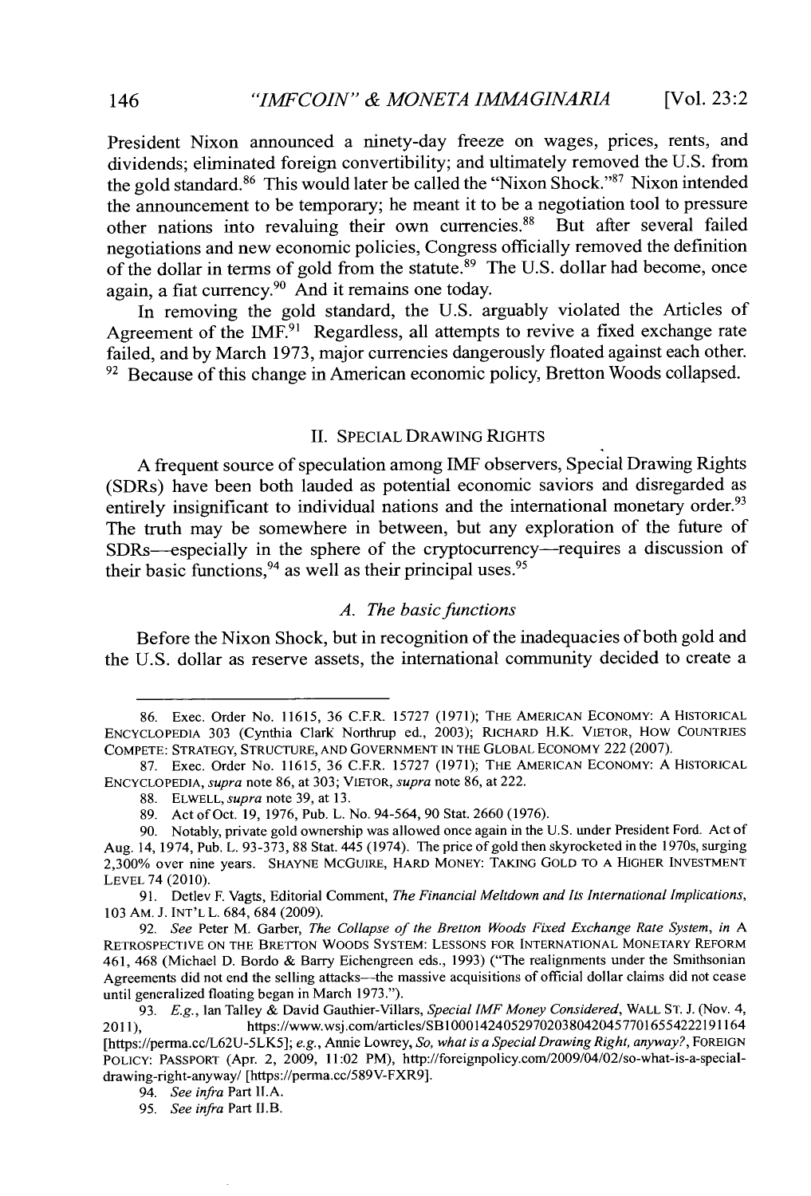President Nixon announced a ninety-day freeze on wages, prices, rents, and dividends; eliminated foreign convertibility; and ultimately removed the U.S. from the gold standard.[86] This would later be called the "Nixon Shock."[87] Nixon intended the announcement to be temporary; he meant it to be a negotiation tool to pressure other nations into revaluing their own currencies.[88] But after several failed negotiations and new economic policies, Congress officially removed the definition of the dollar in terms of gold from the statute.[89] The U.S. dollar had become, once again, a fiat currency.[90] And it remains one today.

In removing the gold standard, the U.S. arguably violated the Articles of Agreement of the IMF.[91] Regardless, all attempts to revive a fixed exchange rate failed, and by March 1973, major currencies dangerously floated against each other.[92] Because of this change in American economic policy, Bretton Woods collapsed.

## II. SPECIAL DRAWING RIGHTS

A frequent source of speculation among IMF observers, Special Drawing Rights (SDRs) have been both lauded as potential economic saviors and disregarded as entirely insignificant to individual nations and the international monetary order.[93] The truth may be somewhere in between, but any exploration of the future of SDRs—especially in the sphere of the cryptocurrency—requires a discussion of their basic functions,[94] as well as their principal uses.[95]

### *A. The basic functions*

Before the Nixon Shock, but in recognition of the inadequacies of both gold and the U.S. dollar as reserve assets, the international community decided to create a

---

86. Exec. Order No. 11615, 36 C.F.R. 15727 (1971); THE AMERICAN ECONOMY: A HISTORICAL ENCYCLOPEDIA 303 (Cynthia Clark Northrup ed., 2003); RICHARD H.K. VIETOR, HOW COUNTRIES COMPETE: STRATEGY, STRUCTURE, AND GOVERNMENT IN THE GLOBAL ECONOMY 222 (2007).

87. Exec. Order No. 11615, 36 C.F.R. 15727 (1971); THE AMERICAN ECONOMY: A HISTORICAL ENCYCLOPEDIA, *supra* note 86, at 303; VIETOR, *supra* note 86, at 222.

88. ELWELL, *supra* note 39, at 13.

89. Act of Oct. 19, 1976, Pub. L. No. 94-564, 90 Stat. 2660 (1976).

90. Notably, private gold ownership was allowed once again in the U.S. under President Ford. Act of Aug. 14, 1974, Pub. L. 93-373, 88 Stat. 445 (1974). The price of gold then skyrocketed in the 1970s, surging 2,300% over nine years. SHAYNE MCGUIRE, HARD MONEY: TAKING GOLD TO A HIGHER INVESTMENT LEVEL 74 (2010).

91. Detlev F. Vagts, Editorial Comment, *The Financial Meltdown and Its International Implications*, 103 AM. J. INT'L L. 684, 684 (2009).

92. *See* Peter M. Garber, *The Collapse of the Bretton Woods Fixed Exchange Rate System*, *in* A RETROSPECTIVE ON THE BRETTON WOODS SYSTEM: LESSONS FOR INTERNATIONAL MONETARY REFORM 461, 468 (Michael D. Bordo & Barry Eichengreen eds., 1993) ("The realignments under the Smithsonian Agreements did not end the selling attacks—the massive acquisitions of official dollar claims did not cease until generalized floating began in March 1973.").

93. *E.g.*, Ian Talley & David Gauthier-Villars, *Special IMF Money Considered*, WALL ST. J. (Nov. 4, 2011), https://www.wsj.com/articles/SB10001424052970203804204577016554222191164 [https://perma.cc/L62U-5LK5]; *e.g.*, Annie Lowrey, *So, what is a Special Drawing Right, anyway?*, FOREIGN POLICY: PASSPORT (Apr. 2, 2009, 11:02 PM), http://foreignpolicy.com/2009/04/02/so-what-is-a-special-drawing-right-anyway/ [https://perma.cc/589V-FXR9].

94. *See infra* Part II.A.

95. *See infra* Part II.B.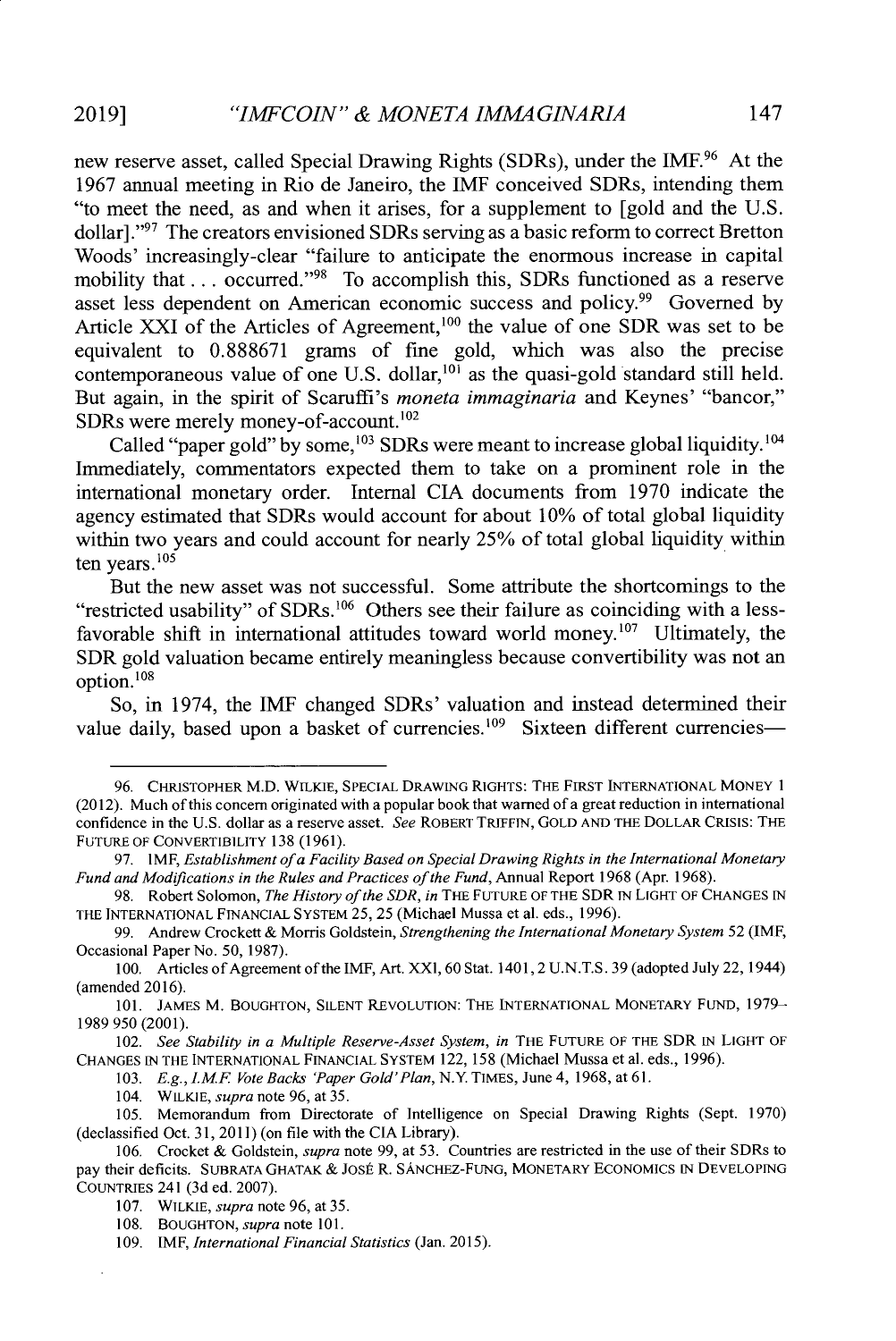new reserve asset, called Special Drawing Rights (SDRs), under the IMF.[96] At the 1967 annual meeting in Rio de Janeiro, the IMF conceived SDRs, intending them "to meet the need, as and when it arises, for a supplement to [gold and the U.S. dollar]."[97] The creators envisioned SDRs serving as a basic reform to correct Bretton Woods' increasingly-clear "failure to anticipate the enormous increase in capital mobility that . . . occurred."[98] To accomplish this, SDRs functioned as a reserve asset less dependent on American economic success and policy.[99] Governed by Article XXI of the Articles of Agreement,[100] the value of one SDR was set to be equivalent to 0.888671 grams of fine gold, which was also the precise contemporaneous value of one U.S. dollar,[101] as the quasi-gold standard still held. But again, in the spirit of Scaruffi's *moneta immaginaria* and Keynes' "bancor," SDRs were merely money-of-account.[102]

Called "paper gold" by some,[103] SDRs were meant to increase global liquidity.[104] Immediately, commentators expected them to take on a prominent role in the international monetary order. Internal CIA documents from 1970 indicate the agency estimated that SDRs would account for about 10% of total global liquidity within two years and could account for nearly 25% of total global liquidity within ten years.[105]

But the new asset was not successful. Some attribute the shortcomings to the "restricted usability" of SDRs.[106] Others see their failure as coinciding with a less-favorable shift in international attitudes toward world money.[107] Ultimately, the SDR gold valuation became entirely meaningless because convertibility was not an option.[108]

So, in 1974, the IMF changed SDRs' valuation and instead determined their value daily, based upon a basket of currencies.[109] Sixteen different currencies—

---

96. CHRISTOPHER M.D. WILKIE, SPECIAL DRAWING RIGHTS: THE FIRST INTERNATIONAL MONEY 1 (2012). Much of this concern originated with a popular book that warned of a great reduction in international confidence in the U.S. dollar as a reserve asset. *See* ROBERT TRIFFIN, GOLD AND THE DOLLAR CRISIS: THE FUTURE OF CONVERTIBILITY 138 (1961).

97. IMF, *Establishment of a Facility Based on Special Drawing Rights in the International Monetary Fund and Modifications in the Rules and Practices of the Fund*, Annual Report 1968 (Apr. 1968).

98. Robert Solomon, *The History of the SDR*, *in* THE FUTURE OF THE SDR IN LIGHT OF CHANGES IN THE INTERNATIONAL FINANCIAL SYSTEM 25, 25 (Michael Mussa et al. eds., 1996).

99. Andrew Crockett & Morris Goldstein, *Strengthening the International Monetary System* 52 (IMF, Occasional Paper No. 50, 1987).

100. Articles of Agreement of the IMF, Art. XXI, 60 Stat. 1401, 2 U.N.T.S. 39 (adopted July 22, 1944) (amended 2016).

101. JAMES M. BOUGHTON, SILENT REVOLUTION: THE INTERNATIONAL MONETARY FUND, 1979–1989 950 (2001).

102. *See Stability in a Multiple Reserve-Asset System*, *in* THE FUTURE OF THE SDR IN LIGHT OF CHANGES IN THE INTERNATIONAL FINANCIAL SYSTEM 122, 158 (Michael Mussa et al. eds., 1996).

103. *E.g.*, *I.M.F. Vote Backs 'Paper Gold' Plan*, N.Y. TIMES, June 4, 1968, at 61.

104. WILKIE, *supra* note 96, at 35.

105. Memorandum from Directorate of Intelligence on Special Drawing Rights (Sept. 1970) (declassified Oct. 31, 2011) (on file with the CIA Library).

106. Crocket & Goldstein, *supra* note 99, at 53. Countries are restricted in the use of their SDRs to pay their deficits. SUBRATA GHATAK & JOSÉ R. SÁNCHEZ-FUNG, MONETARY ECONOMICS IN DEVELOPING COUNTRIES 241 (3d ed. 2007).

107. WILKIE, *supra* note 96, at 35.

108. BOUGHTON, *supra* note 101.

109. IMF, *International Financial Statistics* (Jan. 2015).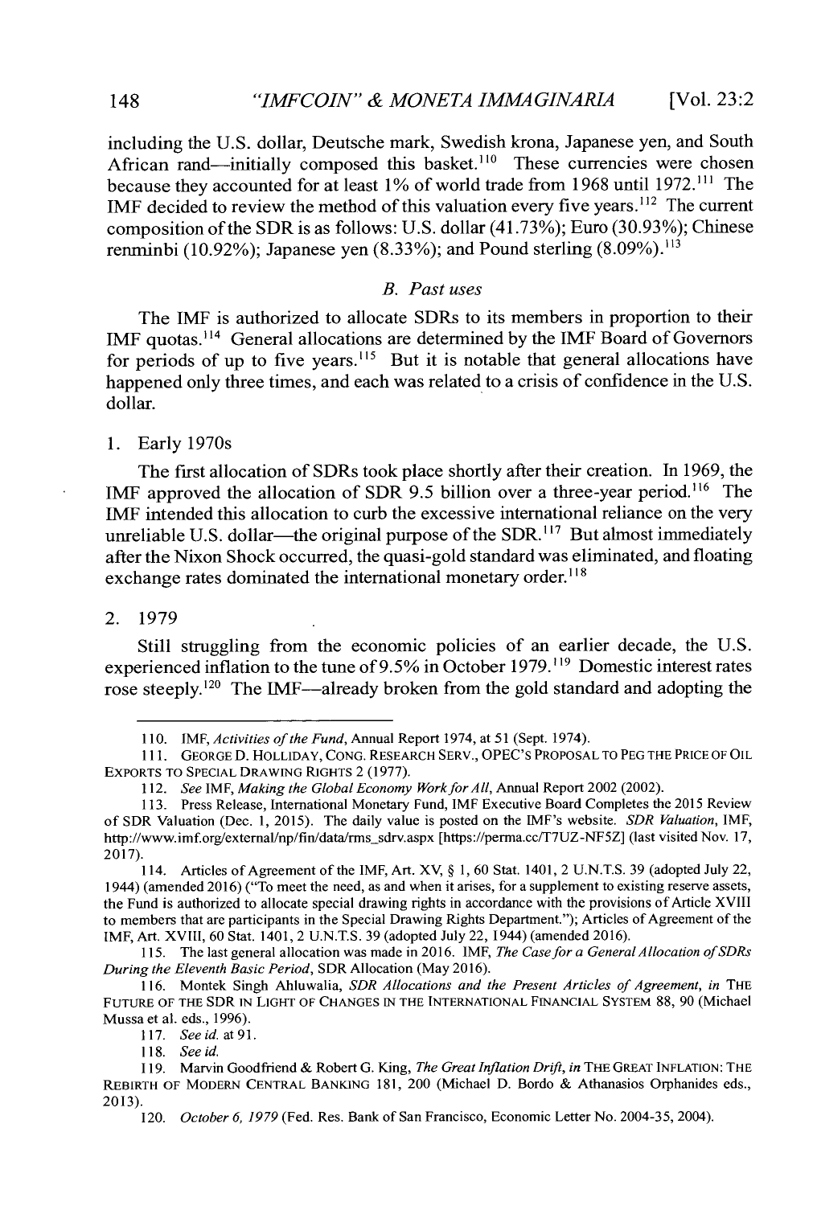including the U.S. dollar, Deutsche mark, Swedish krona, Japanese yen, and South African rand—initially composed this basket.[110] These currencies were chosen because they accounted for at least 1% of world trade from 1968 until 1972.[111] The IMF decided to review the method of this valuation every five years.[112] The current composition of the SDR is as follows: U.S. dollar (41.73%); Euro (30.93%); Chinese renminbi (10.92%); Japanese yen (8.33%); and Pound sterling (8.09%).[113]

### *B. Past uses*

The IMF is authorized to allocate SDRs to its members in proportion to their IMF quotas.[114] General allocations are determined by the IMF Board of Governors for periods of up to five years.[115] But it is notable that general allocations have happened only three times, and each was related to a crisis of confidence in the U.S. dollar.

#### 1. Early 1970s

The first allocation of SDRs took place shortly after their creation. In 1969, the IMF approved the allocation of SDR 9.5 billion over a three-year period.[116] The IMF intended this allocation to curb the excessive international reliance on the very unreliable U.S. dollar—the original purpose of the SDR.[117] But almost immediately after the Nixon Shock occurred, the quasi-gold standard was eliminated, and floating exchange rates dominated the international monetary order.[118]

#### 2. 1979

Still struggling from the economic policies of an earlier decade, the U.S. experienced inflation to the tune of 9.5% in October 1979.[119] Domestic interest rates rose steeply.[120] The IMF—already broken from the gold standard and adopting the

---

110. IMF, *Activities of the Fund*, Annual Report 1974, at 51 (Sept. 1974).

111. GEORGE D. HOLLIDAY, CONG. RESEARCH SERV., OPEC'S PROPOSAL TO PEG THE PRICE OF OIL EXPORTS TO SPECIAL DRAWING RIGHTS 2 (1977).

112. *See* IMF, *Making the Global Economy Work for All*, Annual Report 2002 (2002).

113. Press Release, International Monetary Fund, IMF Executive Board Completes the 2015 Review of SDR Valuation (Dec. 1, 2015). The daily value is posted on the IMF's website. *SDR Valuation*, IMF, http://www.imf.org/external/np/fin/data/rms_sdrv.aspx [https://perma.cc/T7UZ-NF5Z] (last visited Nov. 17, 2017).

114. Articles of Agreement of the IMF, Art. XV, § 1, 60 Stat. 1401, 2 U.N.T.S. 39 (adopted July 22, 1944) (amended 2016) ("To meet the need, as and when it arises, for a supplement to existing reserve assets, the Fund is authorized to allocate special drawing rights in accordance with the provisions of Article XVIII to members that are participants in the Special Drawing Rights Department."); Articles of Agreement of the IMF, Art. XVIII, 60 Stat. 1401, 2 U.N.T.S. 39 (adopted July 22, 1944) (amended 2016).

115. The last general allocation was made in 2016. IMF, *The Case for a General Allocation of SDRs During the Eleventh Basic Period*, SDR Allocation (May 2016).

116. Montek Singh Ahluwalia, *SDR Allocations and the Present Articles of Agreement*, *in* THE FUTURE OF THE SDR IN LIGHT OF CHANGES IN THE INTERNATIONAL FINANCIAL SYSTEM 88, 90 (Michael Mussa et al. eds., 1996).

117. *See id.* at 91.

118. *See id.*

119. Marvin Goodfriend & Robert G. King, *The Great Inflation Drift*, *in* THE GREAT INFLATION: THE REBIRTH OF MODERN CENTRAL BANKING 181, 200 (Michael D. Bordo & Athanasios Orphanides eds., 2013).

120. *October 6, 1979* (Fed. Res. Bank of San Francisco, Economic Letter No. 2004-35, 2004).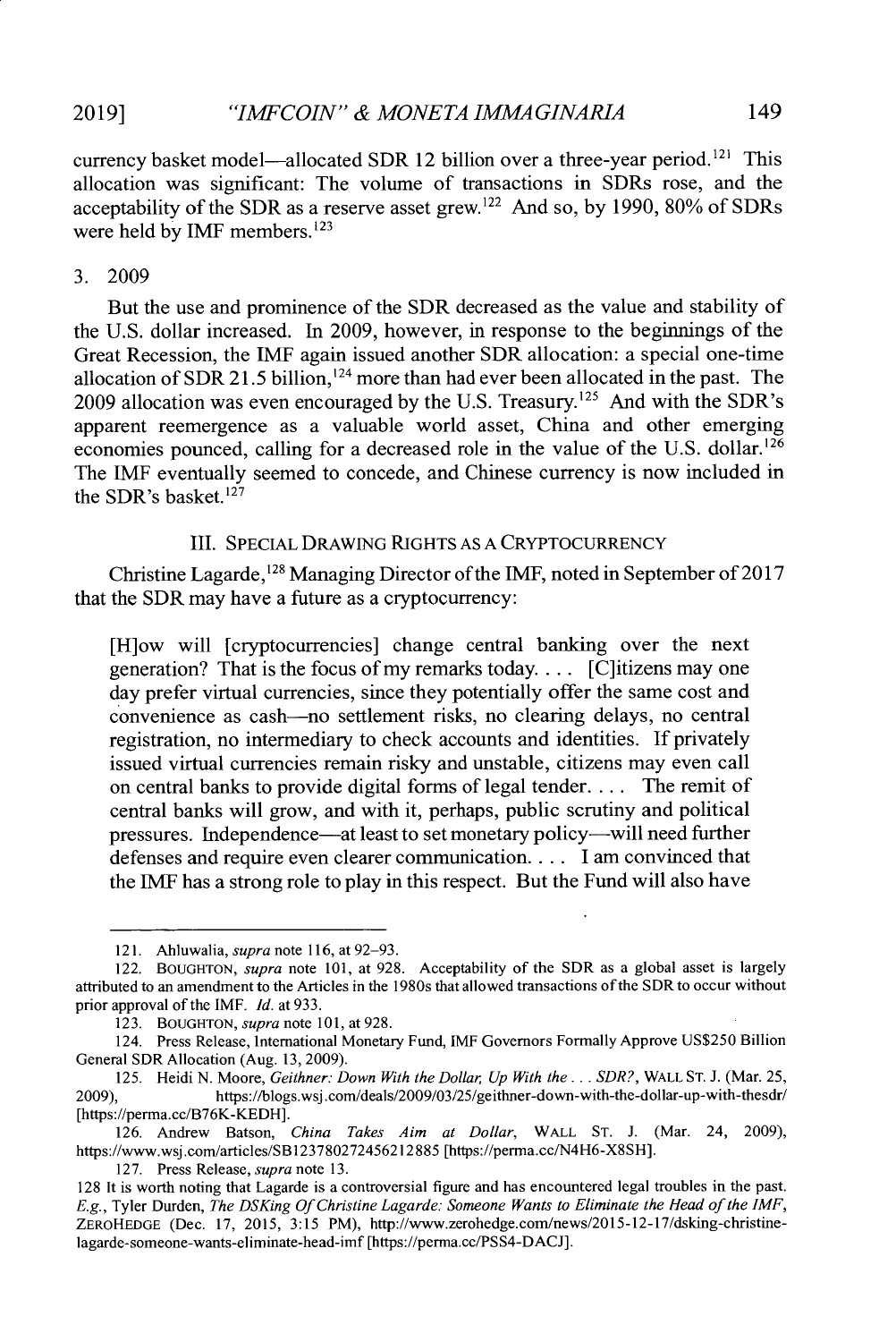currency basket model—allocated SDR 12 billion over a three-year period.[121] This allocation was significant: The volume of transactions in SDRs rose, and the acceptability of the SDR as a reserve asset grew.[122] And so, by 1990, 80% of SDRs were held by IMF members.[123]

### 3. 2009

But the use and prominence of the SDR decreased as the value and stability of the U.S. dollar increased. In 2009, however, in response to the beginnings of the Great Recession, the IMF again issued another SDR allocation: a special one-time allocation of SDR 21.5 billion,[124] more than had ever been allocated in the past. The 2009 allocation was even encouraged by the U.S. Treasury.[125] And with the SDR's apparent reemergence as a valuable world asset, China and other emerging economies pounced, calling for a decreased role in the value of the U.S. dollar.[126] The IMF eventually seemed to concede, and Chinese currency is now included in the SDR's basket.[127]

## III. SPECIAL DRAWING RIGHTS AS A CRYPTOCURRENCY

Christine Lagarde,[128] Managing Director of the IMF, noted in September of 2017 that the SDR may have a future as a cryptocurrency:

> [H]ow will [cryptocurrencies] change central banking over the next generation? That is the focus of my remarks today. . . . [C]itizens may one day prefer virtual currencies, since they potentially offer the same cost and convenience as cash—no settlement risks, no clearing delays, no central registration, no intermediary to check accounts and identities. If privately issued virtual currencies remain risky and unstable, citizens may even call on central banks to provide digital forms of legal tender. . . . The remit of central banks will grow, and with it, perhaps, public scrutiny and political pressures. Independence—at least to set monetary policy—will need further defenses and require even clearer communication. . . . I am convinced that the IMF has a strong role to play in this respect. But the Fund will also have

---

121. Ahluwalia, *supra* note 116, at 92–93.

122. BOUGHTON, *supra* note 101, at 928. Acceptability of the SDR as a global asset is largely attributed to an amendment to the Articles in the 1980s that allowed transactions of the SDR to occur without prior approval of the IMF. *Id.* at 933.

123. BOUGHTON, *supra* note 101, at 928.

124. Press Release, International Monetary Fund, IMF Governors Formally Approve US$250 Billion General SDR Allocation (Aug. 13, 2009).

125. Heidi N. Moore, *Geithner: Down With the Dollar, Up With the . . . SDR?*, WALL ST. J. (Mar. 25, 2009), https://blogs.wsj.com/deals/2009/03/25/geithner-down-with-the-dollar-up-with-thesdr/ [https://perma.cc/B76K-KEDH].

126. Andrew Batson, *China Takes Aim at Dollar*, WALL ST. J. (Mar. 24, 2009), https://www.wsj.com/articles/SB123780272456212885 [https://perma.cc/N4H6-X8SH].

127. Press Release, *supra* note 13.

128 It is worth noting that Lagarde is a controversial figure and has encountered legal troubles in the past. *E.g.*, Tyler Durden, *The DSKing Of Christine Lagarde: Someone Wants to Eliminate the Head of the IMF*, ZEROHEDGE (Dec. 17, 2015, 3:15 PM), http://www.zerohedge.com/news/2015-12-17/dsking-christine-lagarde-someone-wants-eliminate-head-imf [https://perma.cc/PSS4-DACJ].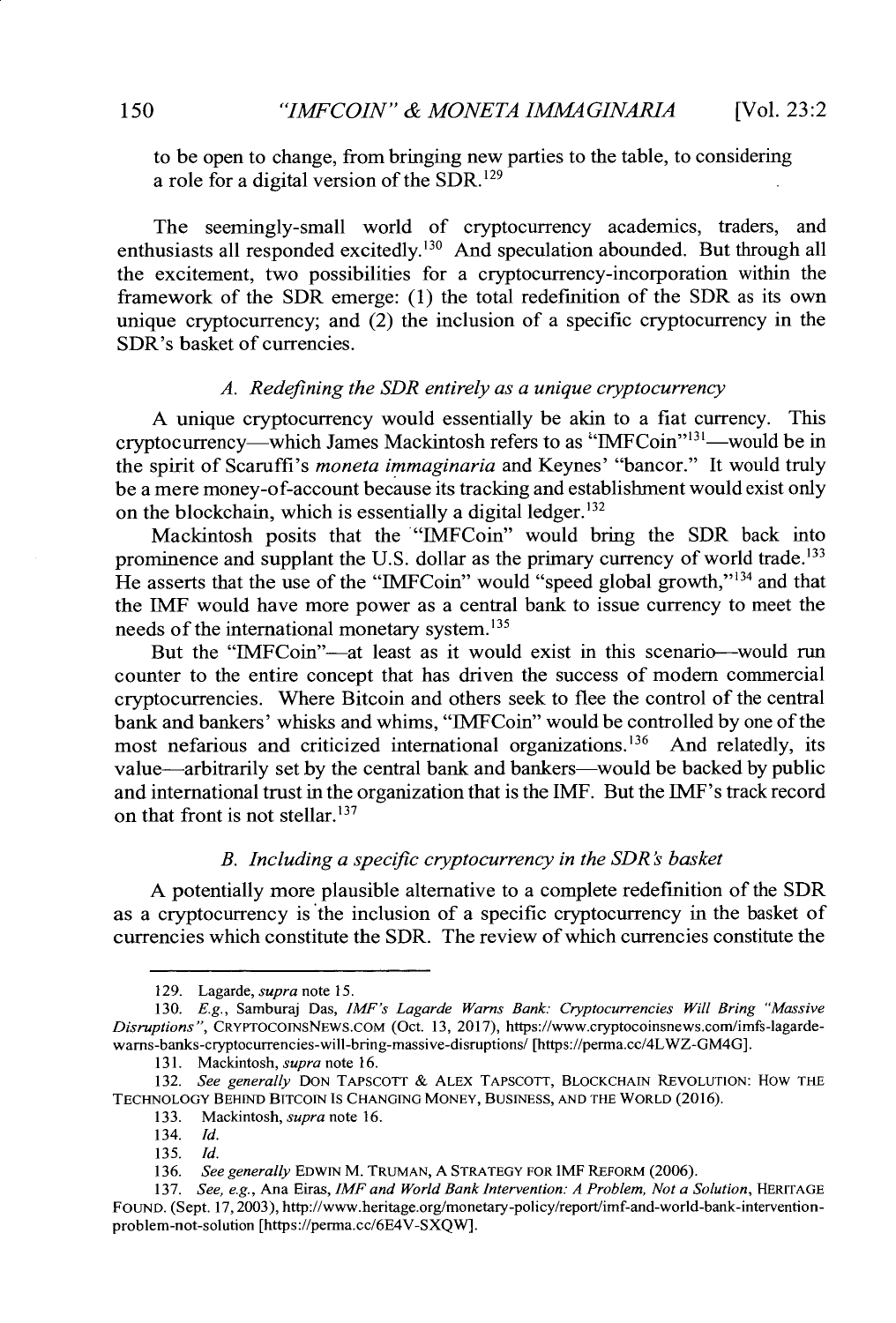to be open to change, from bringing new parties to the table, to considering a role for a digital version of the SDR.[129]

The seemingly-small world of cryptocurrency academics, traders, and enthusiasts all responded excitedly.[130] And speculation abounded. But through all the excitement, two possibilities for a cryptocurrency-incorporation within the framework of the SDR emerge: (1) the total redefinition of the SDR as its own unique cryptocurrency; and (2) the inclusion of a specific cryptocurrency in the SDR's basket of currencies.

### *A. Redefining the SDR entirely as a unique cryptocurrency*

A unique cryptocurrency would essentially be akin to a fiat currency. This cryptocurrency—which James Mackintosh refers to as "IMFCoin"[131]—would be in the spirit of Scaruffi's *moneta immaginaria* and Keynes' "bancor." It would truly be a mere money-of-account because its tracking and establishment would exist only on the blockchain, which is essentially a digital ledger.[132]

Mackintosh posits that the "IMFCoin" would bring the SDR back into prominence and supplant the U.S. dollar as the primary currency of world trade.[133] He asserts that the use of the "IMFCoin" would "speed global growth,"[134] and that the IMF would have more power as a central bank to issue currency to meet the needs of the international monetary system.[135]

But the "IMFCoin"—at least as it would exist in this scenario—would run counter to the entire concept that has driven the success of modern commercial cryptocurrencies. Where Bitcoin and others seek to flee the control of the central bank and bankers' whisks and whims, "IMFCoin" would be controlled by one of the most nefarious and criticized international organizations.[136] And relatedly, its value—arbitrarily set by the central bank and bankers—would be backed by public and international trust in the organization that is the IMF. But the IMF's track record on that front is not stellar.[137]

### *B. Including a specific cryptocurrency in the SDR's basket*

A potentially more plausible alternative to a complete redefinition of the SDR as a cryptocurrency is the inclusion of a specific cryptocurrency in the basket of currencies which constitute the SDR. The review of which currencies constitute the

---

129. Lagarde, *supra* note 15.

130. *E.g.*, Samburaj Das, *IMF's Lagarde Warns Bank: Cryptocurrencies Will Bring "Massive Disruptions"*, CRYPTOCOINSNEWS.COM (Oct. 13, 2017), https://www.cryptocoinsnews.com/imfs-lagarde-warns-banks-cryptocurrencies-will-bring-massive-disruptions/ [https://perma.cc/4LWZ-GM4G].

131. Mackintosh, *supra* note 16.

132. *See generally* DON TAPSCOTT & ALEX TAPSCOTT, BLOCKCHAIN REVOLUTION: HOW THE TECHNOLOGY BEHIND BITCOIN IS CHANGING MONEY, BUSINESS, AND THE WORLD (2016).

133. Mackintosh, *supra* note 16.

134. *Id.*

135. *Id.*

136. *See generally* EDWIN M. TRUMAN, A STRATEGY FOR IMF REFORM (2006).

137. *See, e.g.*, Ana Eiras, *IMF and World Bank Intervention: A Problem, Not a Solution*, HERITAGE FOUND. (Sept. 17, 2003), http://www.heritage.org/monetary-policy/report/imf-and-world-bank-intervention-problem-not-solution [https://perma.cc/6E4V-SXQW].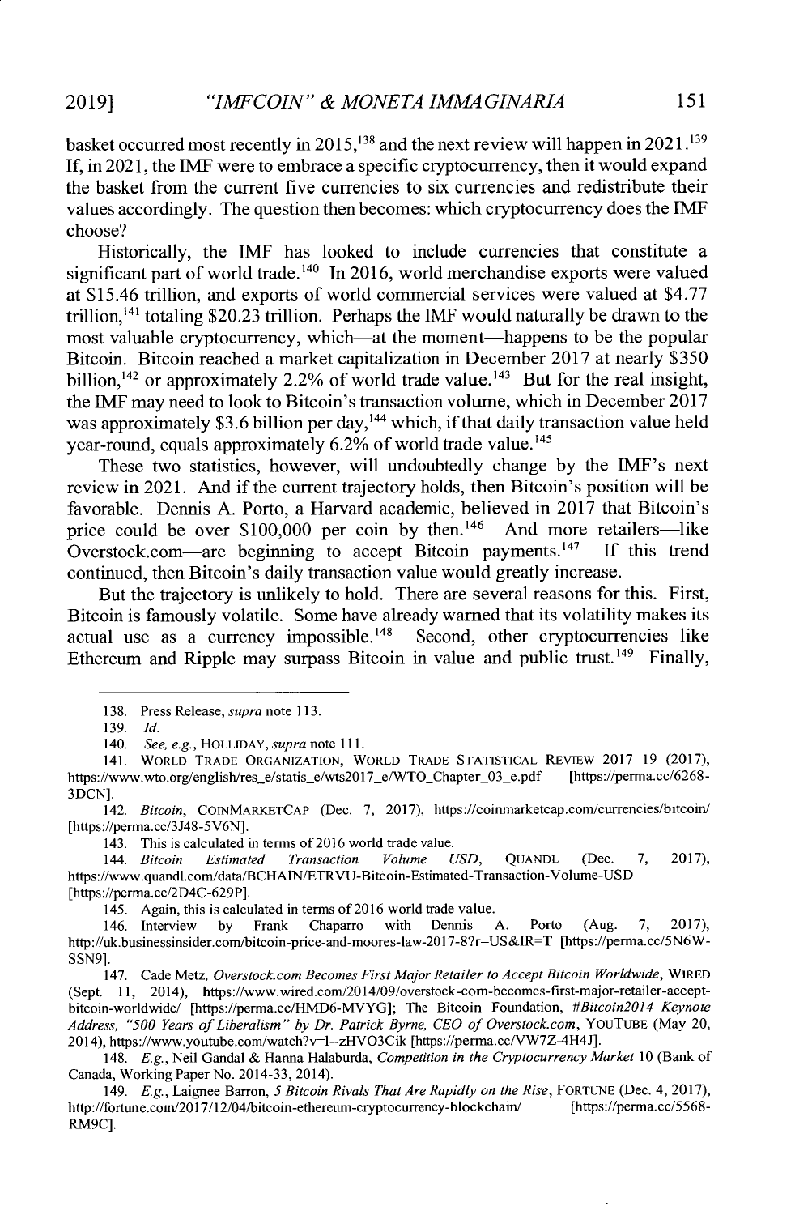basket occurred most recently in 2015,[138] and the next review will happen in 2021.[139] If, in 2021, the IMF were to embrace a specific cryptocurrency, then it would expand the basket from the current five currencies to six currencies and redistribute their values accordingly. The question then becomes: which cryptocurrency does the IMF choose?

Historically, the IMF has looked to include currencies that constitute a significant part of world trade.[140] In 2016, world merchandise exports were valued at $15.46 trillion, and exports of world commercial services were valued at $4.77 trillion,[141] totaling $20.23 trillion. Perhaps the IMF would naturally be drawn to the most valuable cryptocurrency, which—at the moment—happens to be the popular Bitcoin. Bitcoin reached a market capitalization in December 2017 at nearly $350 billion,[142] or approximately 2.2% of world trade value.[143] But for the real insight, the IMF may need to look to Bitcoin's transaction volume, which in December 2017 was approximately $3.6 billion per day,[144] which, if that daily transaction value held year-round, equals approximately 6.2% of world trade value.[145]

These two statistics, however, will undoubtedly change by the IMF's next review in 2021. And if the current trajectory holds, then Bitcoin's position will be favorable. Dennis A. Porto, a Harvard academic, believed in 2017 that Bitcoin's price could be over $100,000 per coin by then.[146] And more retailers—like Overstock.com—are beginning to accept Bitcoin payments.[147] If this trend continued, then Bitcoin's daily transaction value would greatly increase.

But the trajectory is unlikely to hold. There are several reasons for this. First, Bitcoin is famously volatile. Some have already warned that its volatility makes its actual use as a currency impossible.[148] Second, other cryptocurrencies like Ethereum and Ripple may surpass Bitcoin in value and public trust.[149] Finally,

---

138. Press Release, *supra* note 113.

139. *Id.*

140. *See, e.g.*, HOLLIDAY, *supra* note 111.

141. WORLD TRADE ORGANIZATION, WORLD TRADE STATISTICAL REVIEW 2017 19 (2017), https://www.wto.org/english/res_e/statis_e/wts2017_e/WTO_Chapter_03_e.pdf [https://perma.cc/6268-3DCN].

142. *Bitcoin*, COINMARKETCAP (Dec. 7, 2017), https://coinmarketcap.com/currencies/bitcoin/ [https://perma.cc/3J48-5V6N].

143. This is calculated in terms of 2016 world trade value.

144. *Bitcoin Estimated Transaction Volume USD*, QUANDL (Dec. 7, 2017), https://www.quandl.com/data/BCHAIN/ETRVU-Bitcoin-Estimated-Transaction-Volume-USD [https://perma.cc/2D4C-629P].

145. Again, this is calculated in terms of 2016 world trade value.

146. Interview by Frank Chaparro with Dennis A. Porto (Aug. 7, 2017), http://uk.businessinsider.com/bitcoin-price-and-moores-law-2017-8?r=US&IR=T [https://perma.cc/5N6W-SSN9].

147. Cade Metz, *Overstock.com Becomes First Major Retailer to Accept Bitcoin Worldwide*, WIRED (Sept. 11, 2014), https://www.wired.com/2014/09/overstock-com-becomes-first-major-retailer-accept-bitcoin-worldwide/ [https://perma.cc/HMD6-MVYG]; The Bitcoin Foundation, *#Bitcoin2014–Keynote Address, "500 Years of Liberalism" by Dr. Patrick Byrne, CEO of Overstock.com*, YOUTUBE (May 20, 2014), https://www.youtube.com/watch?v=l--zHVO3Cik [https://perma.cc/VW7Z-4H4J].

148. *E.g.*, Neil Gandal & Hanna Halaburda, *Competition in the Cryptocurrency Market* 10 (Bank of Canada, Working Paper No. 2014-33, 2014).

149. *E.g.*, Laignee Barron, *5 Bitcoin Rivals That Are Rapidly on the Rise*, FORTUNE (Dec. 4, 2017), http://fortune.com/2017/12/04/bitcoin-ethereum-cryptocurrency-blockchain/ [https://perma.cc/5568-RM9C].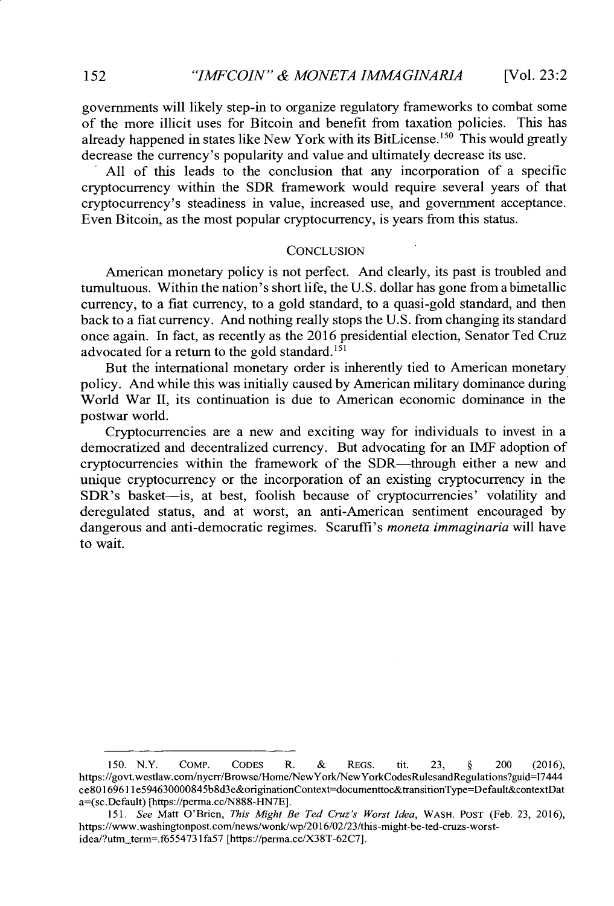governments will likely step-in to organize regulatory frameworks to combat some of the more illicit uses for Bitcoin and benefit from taxation policies. This has already happened in states like New York with its BitLicense.[150] This would greatly decrease the currency's popularity and value and ultimately decrease its use.

All of this leads to the conclusion that any incorporation of a specific cryptocurrency within the SDR framework would require several years of that cryptocurrency's steadiness in value, increased use, and government acceptance. Even Bitcoin, as the most popular cryptocurrency, is years from this status.

## CONCLUSION

American monetary policy is not perfect. And clearly, its past is troubled and tumultuous. Within the nation's short life, the U.S. dollar has gone from a bimetallic currency, to a fiat currency, to a gold standard, to a quasi-gold standard, and then back to a fiat currency. And nothing really stops the U.S. from changing its standard once again. In fact, as recently as the 2016 presidential election, Senator Ted Cruz advocated for a return to the gold standard.[151]

But the international monetary order is inherently tied to American monetary policy. And while this was initially caused by American military dominance during World War II, its continuation is due to American economic dominance in the postwar world.

Cryptocurrencies are a new and exciting way for individuals to invest in a democratized and decentralized currency. But advocating for an IMF adoption of cryptocurrencies within the framework of the SDR—through either a new and unique cryptocurrency or the incorporation of an existing cryptocurrency in the SDR's basket—is, at best, foolish because of cryptocurrencies' volatility and deregulated status, and at worst, an anti-American sentiment encouraged by dangerous and anti-democratic regimes. Scaruffi's *moneta immaginaria* will have to wait.

---

150. N.Y. COMP. CODES R. & REGS. tit. 23, § 200 (2016), https://govt.westlaw.com/nycrr/Browse/Home/NewYork/NewYorkCodesRulesandRegulations?guid=I7444ce80169611e594630000845b8d3e&originationContext=documenttoc&transitionType=Default&contextData=(sc.Default) [https://perma.cc/N888-HN7E].

151. *See* Matt O'Brien, *This Might Be Ted Cruz's Worst Idea*, WASH. POST (Feb. 23, 2016), https://www.washingtonpost.com/news/wonk/wp/2016/02/23/this-might-be-ted-cruzs-worst-idea/?utm_term=.f6554731fa57 [https://perma.cc/X38T-62C7].